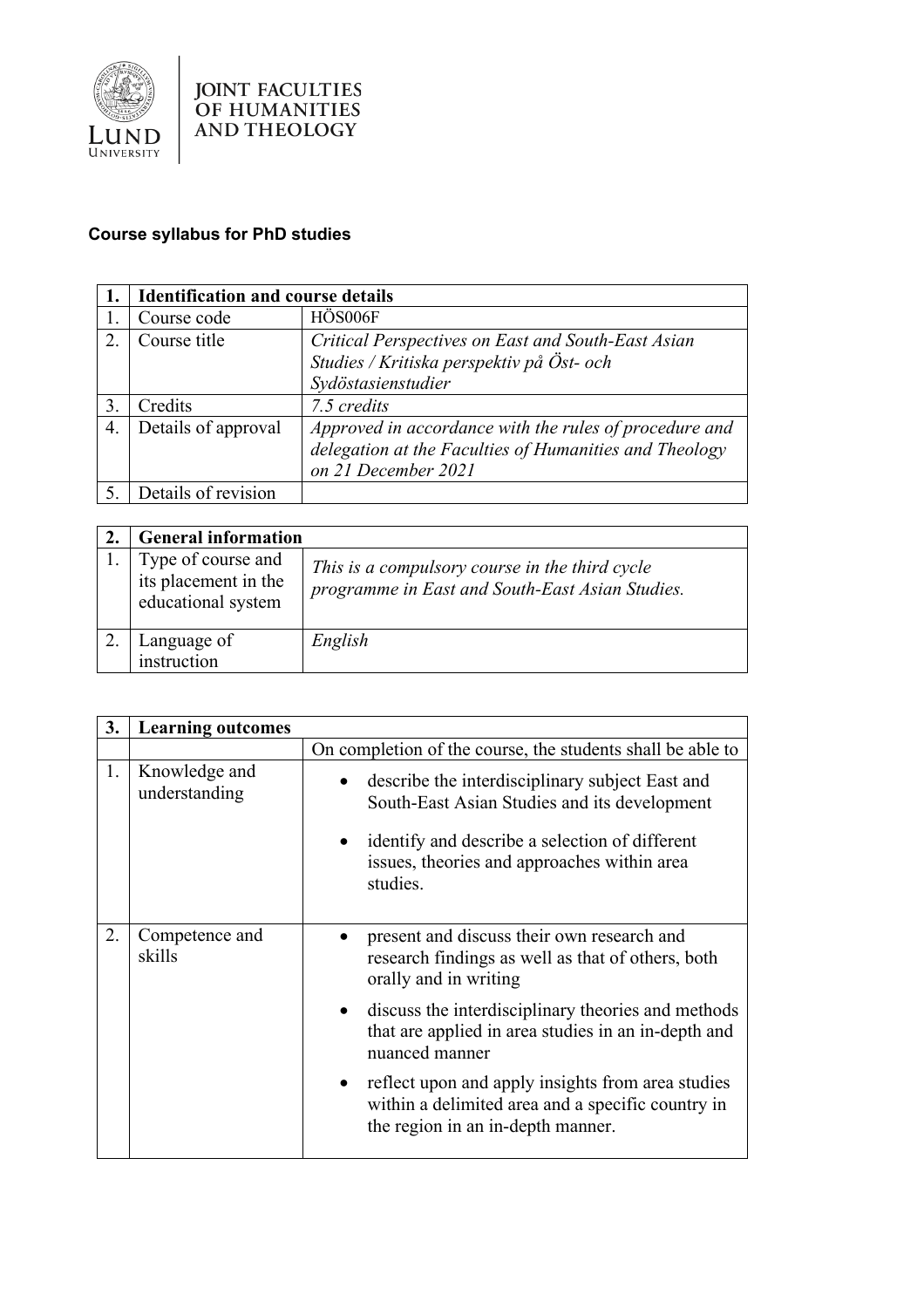JOINT FACULTIES OF HUMANITIES AND THEOLOGY

**Course syllabus for PhD studies**

| 1. | **Identification and course details** | |
|---|---|---|
| 1. | Course code | HÖS006F |
| 2. | Course title | *Critical Perspectives on East and South-East Asian Studies / Kritiska perspektiv på Öst- och Sydöstasienstudier* |
| 3. | Credits | *7.5 credits* |
| 4. | Details of approval | *Approved in accordance with the rules of procedure and delegation at the Faculties of Humanities and Theology on 21 December 2021* |
| 5. | Details of revision | |

| 2. | **General information** | |
|---|---|---|
| 1. | Type of course and its placement in the educational system | *This is a compulsory course in the third cycle programme in East and South-East Asian Studies.* |
| 2. | Language of instruction | *English* |

| 3. | **Learning outcomes** | |
|---|---|---|
| | | On completion of the course, the students shall be able to |
| 1. | Knowledge and understanding | • describe the interdisciplinary subject East and South-East Asian Studies and its development<br>• identify and describe a selection of different issues, theories and approaches within area studies. |
| 2. | Competence and skills | • present and discuss their own research and research findings as well as that of others, both orally and in writing<br>• discuss the interdisciplinary theories and methods that are applied in area studies in an in-depth and nuanced manner<br>• reflect upon and apply insights from area studies within a delimited area and a specific country in the region in an in-depth manner. |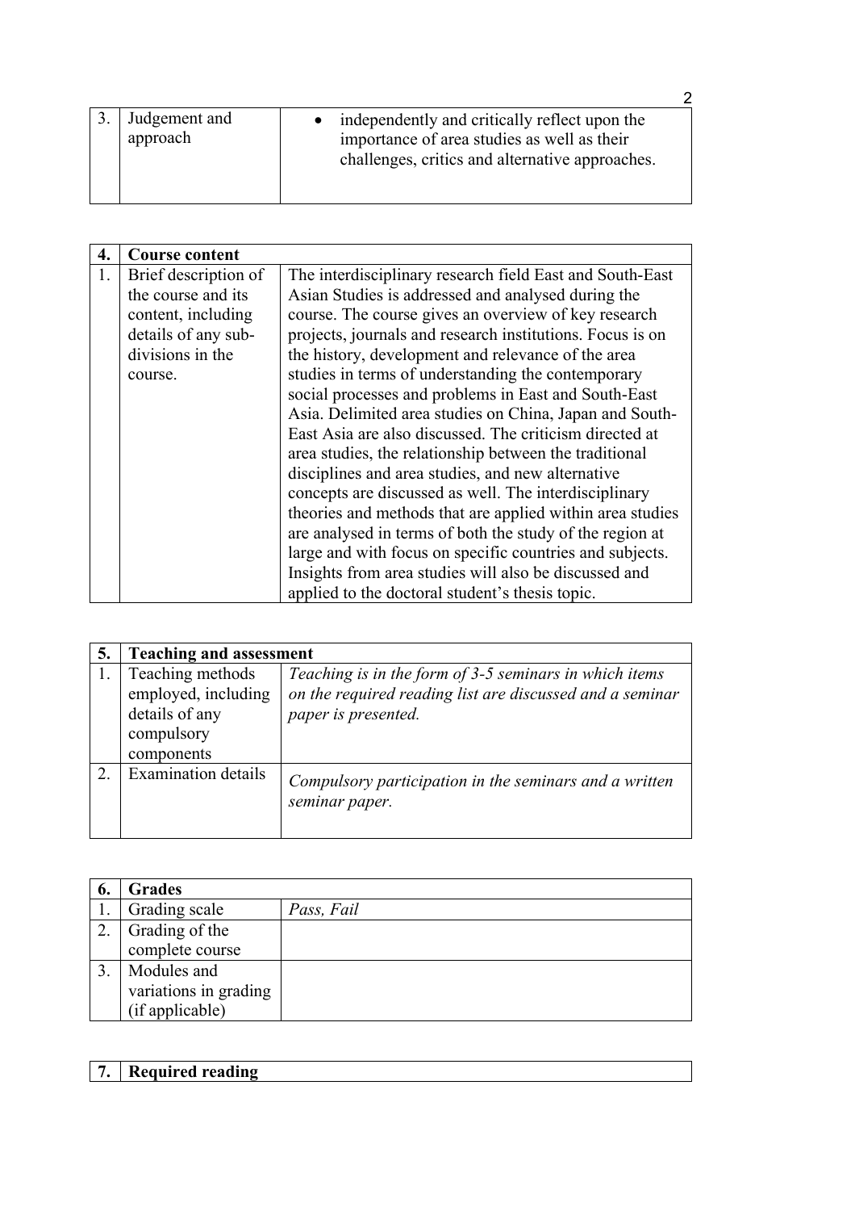| 3. | Judgement and approach | • independently and critically reflect upon the importance of area studies as well as their challenges, critics and alternative approaches. |
|---|---|---|

| **4.** | **Course content** | |
|---|---|---|
| 1. | Brief description of the course and its content, including details of any sub-divisions in the course. | The interdisciplinary research field East and South-East Asian Studies is addressed and analysed during the course. The course gives an overview of key research projects, journals and research institutions. Focus is on the history, development and relevance of the area studies in terms of understanding the contemporary social processes and problems in East and South-East Asia. Delimited area studies on China, Japan and South-East Asia are also discussed. The criticism directed at area studies, the relationship between the traditional disciplines and area studies, and new alternative concepts are discussed as well. The interdisciplinary theories and methods that are applied within area studies are analysed in terms of both the study of the region at large and with focus on specific countries and subjects. Insights from area studies will also be discussed and applied to the doctoral student's thesis topic. |

| **5.** | **Teaching and assessment** | |
|---|---|---|
| 1. | Teaching methods employed, including details of any compulsory components | *Teaching is in the form of 3-5 seminars in which items on the required reading list are discussed and a seminar paper is presented.* |
| 2. | Examination details | *Compulsory participation in the seminars and a written seminar paper.* |

| **6.** | **Grades** | |
|---|---|---|
| 1. | Grading scale | *Pass, Fail* |
| 2. | Grading of the complete course | |
| 3. | Modules and variations in grading (if applicable) | |

| **7.** | **Required reading** |
|---|---|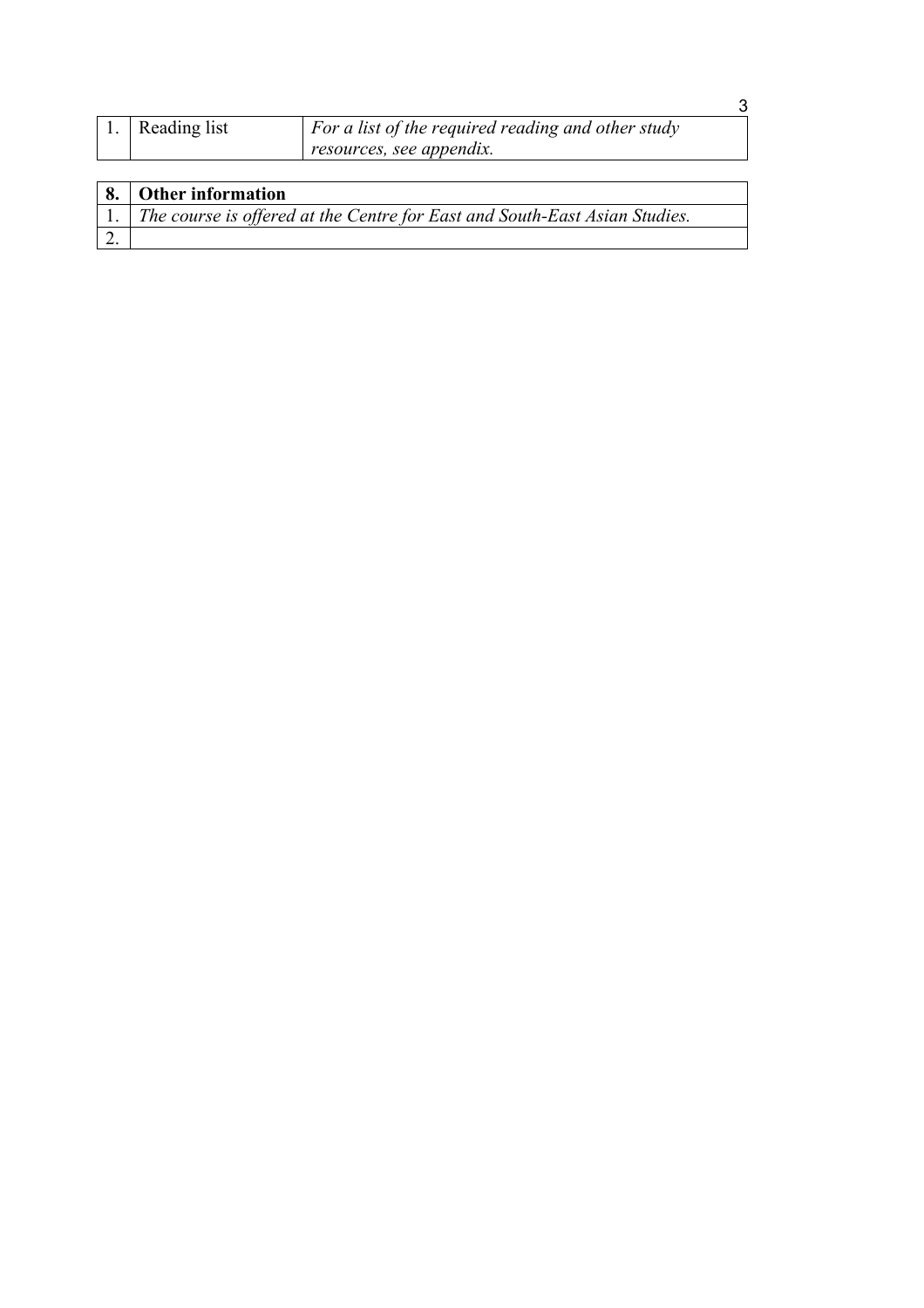| | | |
|---|---|---|
| 1. | Reading list | *For a list of the required reading and other study resources, see appendix.* |

| 8. | **Other information** |
|---|---|
| 1. | *The course is offered at the Centre for East and South-East Asian Studies.* |
| 2. | |